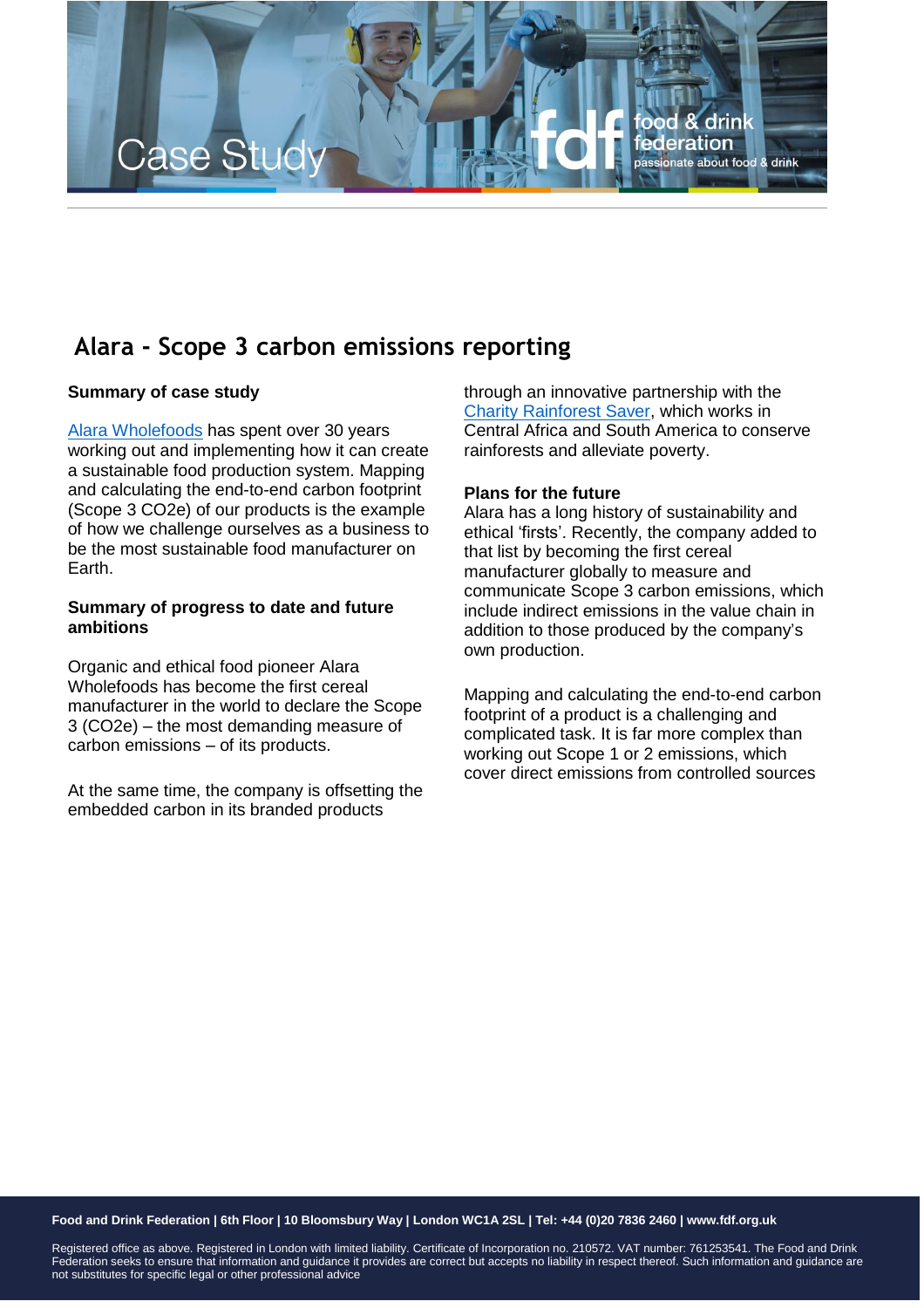Case Study

# Alara - Scope 3 carbon emissions reporting

**Summary of case study**

Alara Wholefoods has spent over 30 years working out and implementing how it can create a sustainable food production system. Mapping and calculating the end-to-end carbon footprint (Scope 3 CO2e) of our products is the example of how we challenge ourselves as a business to be the most sustainable food manufacturer on Earth.

**Summary of progress to date and future ambitions**

Organic and ethical food pioneer Alara Wholefoods has become the first cereal manufacturer in the world to declare the Scope 3 (CO2e) – the most demanding measure of carbon emissions – of its products.

At the same time, the company is offsetting the embedded carbon in its branded products through an innovative partnership with the Charity Rainforest Saver, which works in Central Africa and South America to conserve rainforests and alleviate poverty.

**Plans for the future**

Alara has a long history of sustainability and ethical 'firsts'. Recently, the company added to that list by becoming the first cereal manufacturer globally to measure and communicate Scope 3 carbon emissions, which include indirect emissions in the value chain in addition to those produced by the company's own production.

Mapping and calculating the end-to-end carbon footprint of a product is a challenging and complicated task. It is far more complex than working out Scope 1 or 2 emissions, which cover direct emissions from controlled sources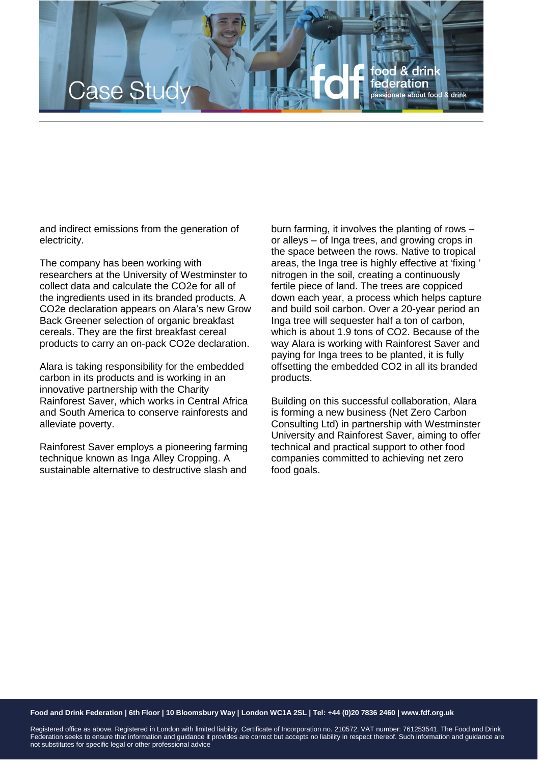and indirect emissions from the generation of electricity.

The company has been working with researchers at the University of Westminster to collect data and calculate the $CO_2e$ for all of the ingredients used in its branded products. A $CO_2e$ declaration appears on Alara's new Grow Back Greener selection of organic breakfast cereals. They are the first breakfast cereal products to carry an on-pack $CO_2e$ declaration.

Alara is taking responsibility for the embedded carbon in its products and is working in an innovative partnership with the Charity Rainforest Saver, which works in Central Africa and South America to conserve rainforests and alleviate poverty.

Rainforest Saver employs a pioneering farming technique known as Inga Alley Cropping. A sustainable alternative to destructive slash and burn farming, it involves the planting of rows – or alleys – of Inga trees, and growing crops in the space between the rows. Native to tropical areas, the Inga tree is highly effective at 'fixing ' nitrogen in the soil, creating a continuously fertile piece of land. The trees are coppiced down each year, a process which helps capture and build soil carbon. Over a 20-year period an Inga tree will sequester half a ton of carbon, which is about 1.9 tons of $CO_2$. Because of the way Alara is working with Rainforest Saver and paying for Inga trees to be planted, it is fully offsetting the embedded $CO_2$ in all its branded products.

Building on this successful collaboration, Alara is forming a new business (Net Zero Carbon Consulting Ltd) in partnership with Westminster University and Rainforest Saver, aiming to offer technical and practical support to other food companies committed to achieving net zero food goals.